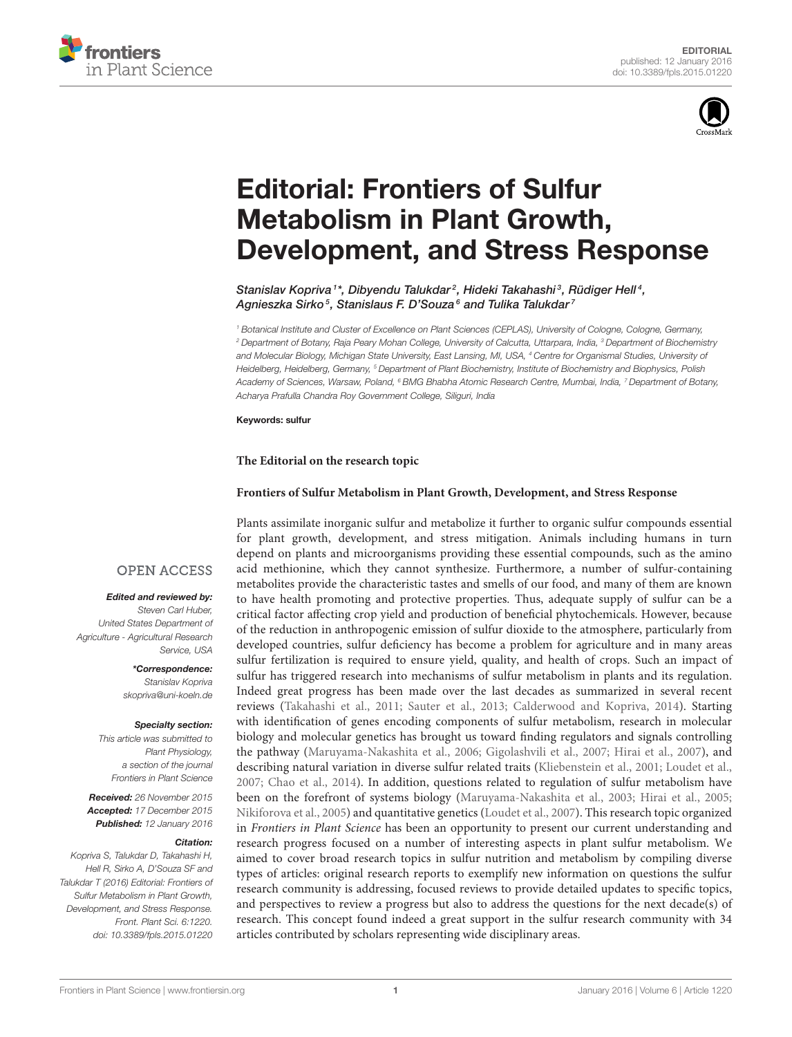EDITORIAL
published: 12 January 2016
doi: 10.3389/fpls.2015.01220

# Editorial: Frontiers of Sulfur Metabolism in Plant Growth, Development, and Stress Response

*Stanislav Kopriva[1]*, Dibyendu Talukdar[2], Hideki Takahashi[3], Rüdiger Hell[4], Agnieszka Sirko[5], Stanislaus F. D'Souza[6] and Tulika Talukdar[7]*

[1] Botanical Institute and Cluster of Excellence on Plant Sciences (CEPLAS), University of Cologne, Cologne, Germany, [2] Department of Botany, Raja Peary Mohan College, University of Calcutta, Uttarpara, India, [3] Department of Biochemistry and Molecular Biology, Michigan State University, East Lansing, MI, USA, [4] Centre for Organismal Studies, University of Heidelberg, Heidelberg, Germany, [5] Department of Plant Biochemistry, Institute of Biochemistry and Biophysics, Polish Academy of Sciences, Warsaw, Poland, [6] BMG Bhabha Atomic Research Centre, Mumbai, India, [7] Department of Botany, Acharya Prafulla Chandra Roy Government College, Siliguri, India

**Keywords:** sulfur

**The Editorial on the research topic**

**Frontiers of Sulfur Metabolism in Plant Growth, Development, and Stress Response**

OPEN ACCESS

***Edited and reviewed by:***
*Steven Carl Huber, United States Department of Agriculture - Agricultural Research Service, USA*

***\*Correspondence:***
*Stanislav Kopriva*
*skopriva@uni-koeln.de*

***Specialty section:***
*This article was submitted to Plant Physiology, a section of the journal Frontiers in Plant Science*

***Received:*** *26 November 2015*
***Accepted:*** *17 December 2015*
***Published:*** *12 January 2016*

***Citation:***
*Kopriva S, Talukdar D, Takahashi H, Hell R, Sirko A, D'Souza SF and Talukdar T (2016) Editorial: Frontiers of Sulfur Metabolism in Plant Growth, Development, and Stress Response. Front. Plant Sci. 6:1220. doi: 10.3389/fpls.2015.01220*

Plants assimilate inorganic sulfur and metabolize it further to organic sulfur compounds essential for plant growth, development, and stress mitigation. Animals including humans in turn depend on plants and microorganisms providing these essential compounds, such as the amino acid methionine, which they cannot synthesize. Furthermore, a number of sulfur-containing metabolites provide the characteristic tastes and smells of our food, and many of them are known to have health promoting and protective properties. Thus, adequate supply of sulfur can be a critical factor affecting crop yield and production of beneficial phytochemicals. However, because of the reduction in anthropogenic emission of sulfur dioxide to the atmosphere, particularly from developed countries, sulfur deficiency has become a problem for agriculture and in many areas sulfur fertilization is required to ensure yield, quality, and health of crops. Such an impact of sulfur has triggered research into mechanisms of sulfur metabolism in plants and its regulation. Indeed great progress has been made over the last decades as summarized in several recent reviews (Takahashi et al., 2011; Sauter et al., 2013; Calderwood and Kopriva, 2014). Starting with identification of genes encoding components of sulfur metabolism, research in molecular biology and molecular genetics has brought us toward finding regulators and signals controlling the pathway (Maruyama-Nakashita et al., 2006; Gigolashvili et al., 2007; Hirai et al., 2007), and describing natural variation in diverse sulfur related traits (Kliebenstein et al., 2001; Loudet et al., 2007; Chao et al., 2014). In addition, questions related to regulation of sulfur metabolism have been on the forefront of systems biology (Maruyama-Nakashita et al., 2003; Hirai et al., 2005; Nikiforova et al., 2005) and quantitative genetics (Loudet et al., 2007). This research topic organized in *Frontiers in Plant Science* has been an opportunity to present our current understanding and research progress focused on a number of interesting aspects in plant sulfur metabolism. We aimed to cover broad research topics in sulfur nutrition and metabolism by compiling diverse types of articles: original research reports to exemplify new information on questions the sulfur research community is addressing, focused reviews to provide detailed updates to specific topics, and perspectives to review a progress but also to address the questions for the next decade(s) of research. This concept found indeed a great support in the sulfur research community with 34 articles contributed by scholars representing wide disciplinary areas.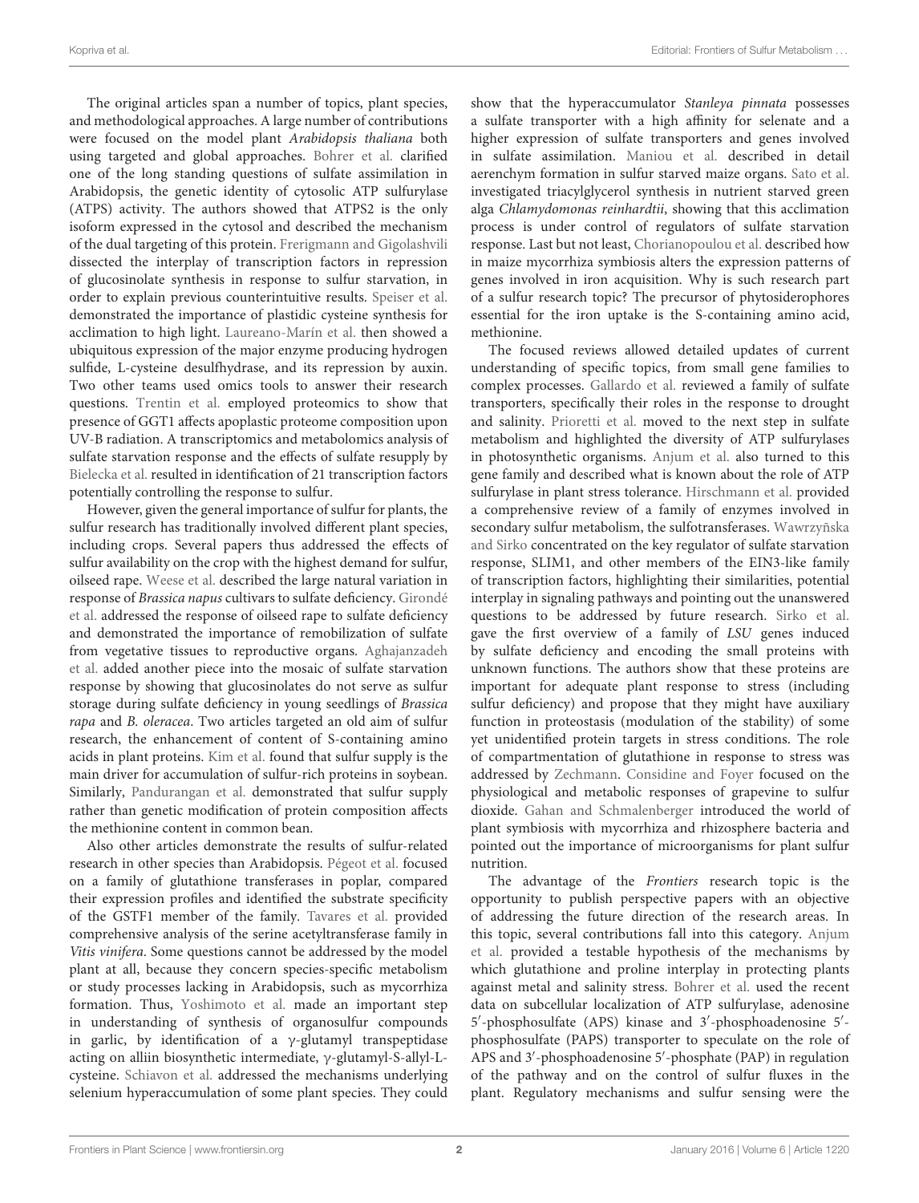The original articles span a number of topics, plant species, and methodological approaches. A large number of contributions were focused on the model plant *Arabidopsis thaliana* both using targeted and global approaches. Bohrer et al. clarified one of the long standing questions of sulfate assimilation in Arabidopsis, the genetic identity of cytosolic ATP sulfurylase (ATPS) activity. The authors showed that ATPS2 is the only isoform expressed in the cytosol and described the mechanism of the dual targeting of this protein. Frerigmann and Gigolashvili dissected the interplay of transcription factors in repression of glucosinolate synthesis in response to sulfur starvation, in order to explain previous counterintuitive results. Speiser et al. demonstrated the importance of plastidic cysteine synthesis for acclimation to high light. Laureano-Marín et al. then showed a ubiquitous expression of the major enzyme producing hydrogen sulfide, L-cysteine desulfhydrase, and its repression by auxin. Two other teams used omics tools to answer their research questions. Trentin et al. employed proteomics to show that presence of GGT1 affects apoplastic proteome composition upon UV-B radiation. A transcriptomics and metabolomics analysis of sulfate starvation response and the effects of sulfate resupply by Bielecka et al. resulted in identification of 21 transcription factors potentially controlling the response to sulfur.

However, given the general importance of sulfur for plants, the sulfur research has traditionally involved different plant species, including crops. Several papers thus addressed the effects of sulfur availability on the crop with the highest demand for sulfur, oilseed rape. Weese et al. described the large natural variation in response of *Brassica napus* cultivars to sulfate deficiency. Girondé et al. addressed the response of oilseed rape to sulfate deficiency and demonstrated the importance of remobilization of sulfate from vegetative tissues to reproductive organs. Aghajanzadeh et al. added another piece into the mosaic of sulfate starvation response by showing that glucosinolates do not serve as sulfur storage during sulfate deficiency in young seedlings of *Brassica rapa* and *B. oleracea*. Two articles targeted an old aim of sulfur research, the enhancement of content of S-containing amino acids in plant proteins. Kim et al. found that sulfur supply is the main driver for accumulation of sulfur-rich proteins in soybean. Similarly, Pandurangan et al. demonstrated that sulfur supply rather than genetic modification of protein composition affects the methionine content in common bean.

Also other articles demonstrate the results of sulfur-related research in other species than Arabidopsis. Pégeot et al. focused on a family of glutathione transferases in poplar, compared their expression profiles and identified the substrate specificity of the GSTF1 member of the family. Tavares et al. provided comprehensive analysis of the serine acetyltransferase family in *Vitis vinifera*. Some questions cannot be addressed by the model plant at all, because they concern species-specific metabolism or study processes lacking in Arabidopsis, such as mycorrhiza formation. Thus, Yoshimoto et al. made an important step in understanding of synthesis of organosulfur compounds in garlic, by identification of a γ-glutamyl transpeptidase acting on alliin biosynthetic intermediate, γ-glutamyl-S-allyl-L-cysteine. Schiavon et al. addressed the mechanisms underlying selenium hyperaccumulation of some plant species. They could show that the hyperaccumulator *Stanleya pinnata* possesses a sulfate transporter with a high affinity for selenate and a higher expression of sulfate transporters and genes involved in sulfate assimilation. Maniou et al. described in detail aerenchym formation in sulfur starved maize organs. Sato et al. investigated triacylglycerol synthesis in nutrient starved green alga *Chlamydomonas reinhardtii*, showing that this acclimation process is under control of regulators of sulfate starvation response. Last but not least, Chorianopoulou et al. described how in maize mycorrhiza symbiosis alters the expression patterns of genes involved in iron acquisition. Why is such research part of a sulfur research topic? The precursor of phytosiderophores essential for the iron uptake is the S-containing amino acid, methionine.

The focused reviews allowed detailed updates of current understanding of specific topics, from small gene families to complex processes. Gallardo et al. reviewed a family of sulfate transporters, specifically their roles in the response to drought and salinity. Prioretti et al. moved to the next step in sulfate metabolism and highlighted the diversity of ATP sulfurylases in photosynthetic organisms. Anjum et al. also turned to this gene family and described what is known about the role of ATP sulfurylase in plant stress tolerance. Hirschmann et al. provided a comprehensive review of a family of enzymes involved in secondary sulfur metabolism, the sulfotransferases. Wawrzyñska and Sirko concentrated on the key regulator of sulfate starvation response, SLIM1, and other members of the EIN3-like family of transcription factors, highlighting their similarities, potential interplay in signaling pathways and pointing out the unanswered questions to be addressed by future research. Sirko et al. gave the first overview of a family of *LSU* genes induced by sulfate deficiency and encoding the small proteins with unknown functions. The authors show that these proteins are important for adequate plant response to stress (including sulfur deficiency) and propose that they might have auxiliary function in proteostasis (modulation of the stability) of some yet unidentified protein targets in stress conditions. The role of compartmentation of glutathione in response to stress was addressed by Zechmann. Considine and Foyer focused on the physiological and metabolic responses of grapevine to sulfur dioxide. Gahan and Schmalenberger introduced the world of plant symbiosis with mycorrhiza and rhizosphere bacteria and pointed out the importance of microorganisms for plant sulfur nutrition.

The advantage of the *Frontiers* research topic is the opportunity to publish perspective papers with an objective of addressing the future direction of the research areas. In this topic, several contributions fall into this category. Anjum et al. provided a testable hypothesis of the mechanisms by which glutathione and proline interplay in protecting plants against metal and salinity stress. Bohrer et al. used the recent data on subcellular localization of ATP sulfurylase, adenosine 5′-phosphosulfate (APS) kinase and 3′-phosphoadenosine 5′-phosphosulfate (PAPS) transporter to speculate on the role of APS and 3′-phosphoadenosine 5′-phosphate (PAP) in regulation of the pathway and on the control of sulfur fluxes in the plant. Regulatory mechanisms and sulfur sensing were the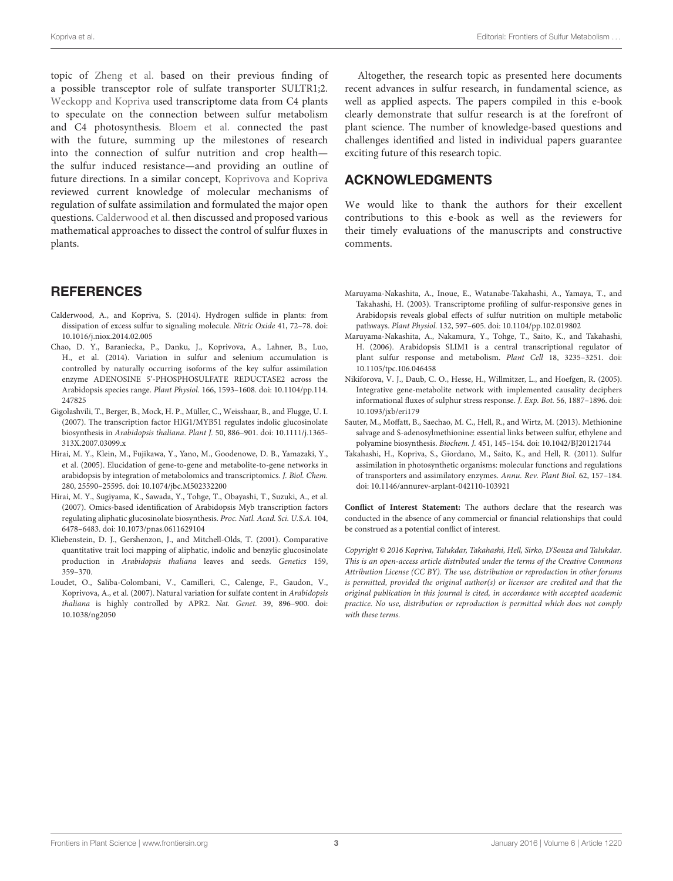topic of Zheng et al. based on their previous finding of a possible transceptor role of sulfate transporter SULTR1;2. Weckopp and Kopriva used transcriptome data from C4 plants to speculate on the connection between sulfur metabolism and C4 photosynthesis. Bloem et al. connected the past with the future, summing up the milestones of research into the connection of sulfur nutrition and crop health—the sulfur induced resistance—and providing an outline of future directions. In a similar concept, Koprivova and Kopriva reviewed current knowledge of molecular mechanisms of regulation of sulfate assimilation and formulated the major open questions. Calderwood et al. then discussed and proposed various mathematical approaches to dissect the control of sulfur fluxes in plants.

Altogether, the research topic as presented here documents recent advances in sulfur research, in fundamental science, as well as applied aspects. The papers compiled in this e-book clearly demonstrate that sulfur research is at the forefront of plant science. The number of knowledge-based questions and challenges identified and listed in individual papers guarantee exciting future of this research topic.

## ACKNOWLEDGMENTS

We would like to thank the authors for their excellent contributions to this e-book as well as the reviewers for their timely evaluations of the manuscripts and constructive comments.

## REFERENCES

Calderwood, A., and Kopriva, S. (2014). Hydrogen sulfide in plants: from dissipation of excess sulfur to signaling molecule. *Nitric Oxide* 41, 72–78. doi: 10.1016/j.niox.2014.02.005

Chao, D. Y., Baraniecka, P., Danku, J., Koprivova, A., Lahner, B., Luo, H., et al. (2014). Variation in sulfur and selenium accumulation is controlled by naturally occurring isoforms of the key sulfur assimilation enzyme ADENOSINE 5'-PHOSPHOSULFATE REDUCTASE2 across the Arabidopsis species range. *Plant Physiol.* 166, 1593–1608. doi: 10.1104/pp.114.247825

Gigolashvili, T., Berger, B., Mock, H. P., Müller, C., Weisshaar, B., and Flugge, U. I. (2007). The transcription factor HIG1/MYB51 regulates indolic glucosinolate biosynthesis in *Arabidopsis thaliana*. *Plant J.* 50, 886–901. doi: 10.1111/j.1365-313X.2007.03099.x

Hirai, M. Y., Klein, M., Fujikawa, Y., Yano, M., Goodenowe, D. B., Yamazaki, Y., et al. (2005). Elucidation of gene-to-gene and metabolite-to-gene networks in arabidopsis by integration of metabolomics and transcriptomics. *J. Biol. Chem.* 280, 25590–25595. doi: 10.1074/jbc.M502332200

Hirai, M. Y., Sugiyama, K., Sawada, Y., Tohge, T., Obayashi, T., Suzuki, A., et al. (2007). Omics-based identification of Arabidopsis Myb transcription factors regulating aliphatic glucosinolate biosynthesis. *Proc. Natl. Acad. Sci. U.S.A.* 104, 6478–6483. doi: 10.1073/pnas.0611629104

Kliebenstein, D. J., Gershenzon, J., and Mitchell-Olds, T. (2001). Comparative quantitative trait loci mapping of aliphatic, indolic and benzylic glucosinolate production in *Arabidopsis thaliana* leaves and seeds. *Genetics* 159, 359–370.

Loudet, O., Saliba-Colombani, V., Camilleri, C., Calenge, F., Gaudon, V., Koprivova, A., et al. (2007). Natural variation for sulfate content in *Arabidopsis thaliana* is highly controlled by APR2. *Nat. Genet.* 39, 896–900. doi: 10.1038/ng2050

Maruyama-Nakashita, A., Inoue, E., Watanabe-Takahashi, A., Yamaya, T., and Takahashi, H. (2003). Transcriptome profiling of sulfur-responsive genes in Arabidopsis reveals global effects of sulfur nutrition on multiple metabolic pathways. *Plant Physiol.* 132, 597–605. doi: 10.1104/pp.102.019802

Maruyama-Nakashita, A., Nakamura, Y., Tohge, T., Saito, K., and Takahashi, H. (2006). Arabidopsis SLIM1 is a central transcriptional regulator of plant sulfur response and metabolism. *Plant Cell* 18, 3235–3251. doi: 10.1105/tpc.106.046458

Nikiforova, V. J., Daub, C. O., Hesse, H., Willmitzer, L., and Hoefgen, R. (2005). Integrative gene-metabolite network with implemented causality deciphers informational fluxes of sulphur stress response. *J. Exp. Bot.* 56, 1887–1896. doi: 10.1093/jxb/eri179

Sauter, M., Moffatt, B., Saechao, M. C., Hell, R., and Wirtz, M. (2013). Methionine salvage and S-adenosylmethionine: essential links between sulfur, ethylene and polyamine biosynthesis. *Biochem. J.* 451, 145–154. doi: 10.1042/BJ20121744

Takahashi, H., Kopriva, S., Giordano, M., Saito, K., and Hell, R. (2011). Sulfur assimilation in photosynthetic organisms: molecular functions and regulations of transporters and assimilatory enzymes. *Annu. Rev. Plant Biol.* 62, 157–184. doi: 10.1146/annurev-arplant-042110-103921

**Conflict of Interest Statement:** The authors declare that the research was conducted in the absence of any commercial or financial relationships that could be construed as a potential conflict of interest.

*Copyright © 2016 Kopriva, Talukdar, Takahashi, Hell, Sirko, D'Souza and Talukdar. This is an open-access article distributed under the terms of the Creative Commons Attribution License (CC BY). The use, distribution or reproduction in other forums is permitted, provided the original author(s) or licensor are credited and that the original publication in this journal is cited, in accordance with accepted academic practice. No use, distribution or reproduction is permitted which does not comply with these terms.*